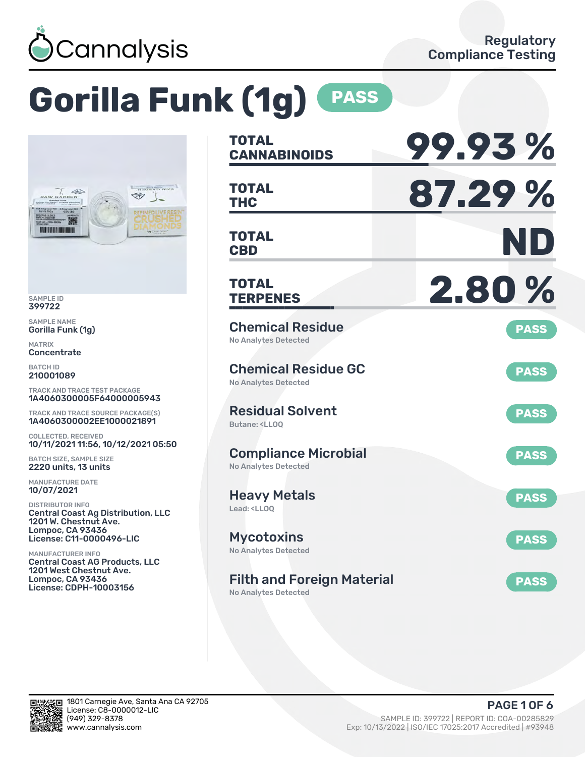Cannalysis

Regulatory Compliance Testing

# Gorilla Funk (1g) PASS

SAMPLE ID
399722

SAMPLE NAME
Gorilla Funk (1g)

MATRIX
Concentrate

BATCH ID
210001089

TRACK AND TRACE TEST PACKAGE
1A4060300005F64000005943

TRACK AND TRACE SOURCE PACKAGE(S)
1A4060300002EE1000021891

COLLECTED, RECEIVED
10/11/2021 11:56, 10/12/2021 05:50

BATCH SIZE, SAMPLE SIZE
2220 units, 13 units

MANUFACTURE DATE
10/07/2021

DISTRIBUTOR INFO
Central Coast Ag Distribution, LLC
1201 W. Chestnut Ave.
Lompoc, CA 93436
License: C11-0000496-LIC

MANUFACTURER INFO
Central Coast AG Products, LLC
1201 West Chestnut Ave.
Lompoc, CA 93436
License: CDPH-10003156

| | |
|---|---|
| **TOTAL CANNABINOIDS** | **99.93 %** |
| **TOTAL THC** | **87.29 %** |
| **TOTAL CBD** | **ND** |
| **TOTAL TERPENES** | **2.80 %** |

| Test | Result | Status |
|---|---|---|
| Chemical Residue | No Analytes Detected | PASS |
| Chemical Residue GC | No Analytes Detected | PASS |
| Residual Solvent | Butane: <LLOQ | PASS |
| Compliance Microbial | No Analytes Detected | PASS |
| Heavy Metals | Lead: <LLOQ | PASS |
| Mycotoxins | No Analytes Detected | PASS |
| Filth and Foreign Material | No Analytes Detected | PASS |

1801 Carnegie Ave, Santa Ana CA 92705
License: C8-0000012-LIC
(949) 329-8378
www.cannalysis.com

SAMPLE ID: 399722 | REPORT ID: COA-00285829
Exp: 10/13/2022 | ISO/IEC 17025:2017 Accredited | #93948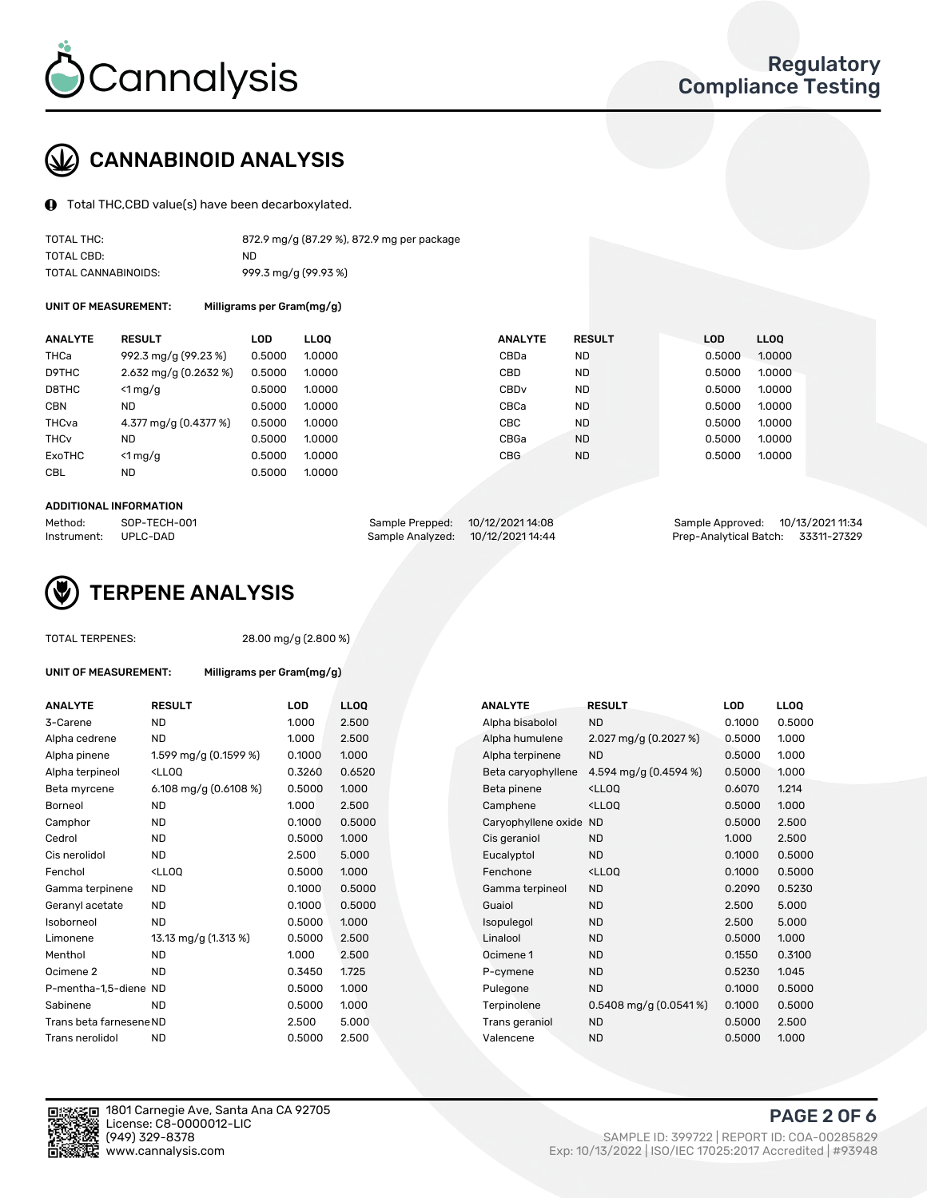# CANNABINOID ANALYSIS

Total THC,CBD value(s) have been decarboxylated.

| | |
|---|---|
| TOTAL THC: | 872.9 mg/g (87.29 %), 872.9 mg per package |
| TOTAL CBD: | ND |
| TOTAL CANNABINOIDS: | 999.3 mg/g (99.93 %) |

**UNIT OF MEASUREMENT:** Milligrams per Gram(mg/g)

| ANALYTE | RESULT | LOD | LLOQ | ANALYTE | RESULT | LOD | LLOQ |
|---|---|---|---|---|---|---|---|
| THCa | 992.3 mg/g (99.23 %) | 0.5000 | 1.0000 | CBDa | ND | 0.5000 | 1.0000 |
| D9THC | 2.632 mg/g (0.2632 %) | 0.5000 | 1.0000 | CBD | ND | 0.5000 | 1.0000 |
| D8THC | <1 mg/g | 0.5000 | 1.0000 | CBDv | ND | 0.5000 | 1.0000 |
| CBN | ND | 0.5000 | 1.0000 | CBCa | ND | 0.5000 | 1.0000 |
| THCva | 4.377 mg/g (0.4377 %) | 0.5000 | 1.0000 | CBC | ND | 0.5000 | 1.0000 |
| THCv | ND | 0.5000 | 1.0000 | CBGa | ND | 0.5000 | 1.0000 |
| ExoTHC | <1 mg/g | 0.5000 | 1.0000 | CBG | ND | 0.5000 | 1.0000 |
| CBL | ND | 0.5000 | 1.0000 | | | | |

**ADDITIONAL INFORMATION**

| | | | | | |
|---|---|---|---|---|---|
| Method: | SOP-TECH-001 | Sample Prepped: | 10/12/2021 14:08 | Sample Approved: | 10/13/2021 11:34 |
| Instrument: | UPLC-DAD | Sample Analyzed: | 10/12/2021 14:44 | Prep-Analytical Batch: | 33311-27329 |

# TERPENE ANALYSIS

TOTAL TERPENES: 28.00 mg/g (2.800 %)

**UNIT OF MEASUREMENT:** Milligrams per Gram(mg/g)

| ANALYTE | RESULT | LOD | LLOQ | ANALYTE | RESULT | LOD | LLOQ |
|---|---|---|---|---|---|---|---|
| 3-Carene | ND | 1.000 | 2.500 | Alpha bisabolol | ND | 0.1000 | 0.5000 |
| Alpha cedrene | ND | 1.000 | 2.500 | Alpha humulene | 2.027 mg/g (0.2027 %) | 0.5000 | 1.000 |
| Alpha pinene | 1.599 mg/g (0.1599 %) | 0.1000 | 1.000 | Alpha terpinene | ND | 0.5000 | 1.000 |
| Alpha terpineol | <LLOQ | 0.3260 | 0.6520 | Beta caryophyllene | 4.594 mg/g (0.4594 %) | 0.5000 | 1.000 |
| Beta myrcene | 6.108 mg/g (0.6108 %) | 0.5000 | 1.000 | Beta pinene | <LLOQ | 0.6070 | 1.214 |
| Borneol | ND | 1.000 | 2.500 | Camphene | <LLOQ | 0.5000 | 1.000 |
| Camphor | ND | 0.1000 | 0.5000 | Caryophyllene oxide | ND | 0.5000 | 2.500 |
| Cedrol | ND | 0.5000 | 1.000 | Cis geraniol | ND | 1.000 | 2.500 |
| Cis nerolidol | ND | 2.500 | 5.000 | Eucalyptol | ND | 0.1000 | 0.5000 |
| Fenchol | <LLOQ | 0.5000 | 1.000 | Fenchone | <LLOQ | 0.1000 | 0.5000 |
| Gamma terpinene | ND | 0.1000 | 0.5000 | Gamma terpineol | ND | 0.2090 | 0.5230 |
| Geranyl acetate | ND | 0.1000 | 0.5000 | Guaiol | ND | 2.500 | 5.000 |
| Isoborneol | ND | 0.5000 | 1.000 | Isopulegol | ND | 2.500 | 5.000 |
| Limonene | 13.13 mg/g (1.313 %) | 0.5000 | 2.500 | Linalool | ND | 0.5000 | 1.000 |
| Menthol | ND | 1.000 | 2.500 | Ocimene 1 | ND | 0.1550 | 0.3100 |
| Ocimene 2 | ND | 0.3450 | 1.725 | P-cymene | ND | 0.5230 | 1.045 |
| P-mentha-1,5-diene | ND | 0.5000 | 1.000 | Pulegone | ND | 0.1000 | 0.5000 |
| Sabinene | ND | 0.5000 | 1.000 | Terpinolene | 0.5408 mg/g (0.0541 %) | 0.1000 | 0.5000 |
| Trans beta farnesene | ND | 2.500 | 5.000 | Trans geraniol | ND | 0.5000 | 2.500 |
| Trans nerolidol | ND | 0.5000 | 2.500 | Valencene | ND | 0.5000 | 1.000 |

1801 Carnegie Ave, Santa Ana CA 92705
License: C8-0000012-LIC
(949) 329-8378
www.cannalysis.com

SAMPLE ID: 399722 | REPORT ID: COA-00285829
Exp: 10/13/2022 | ISO/IEC 17025:2017 Accredited | #93948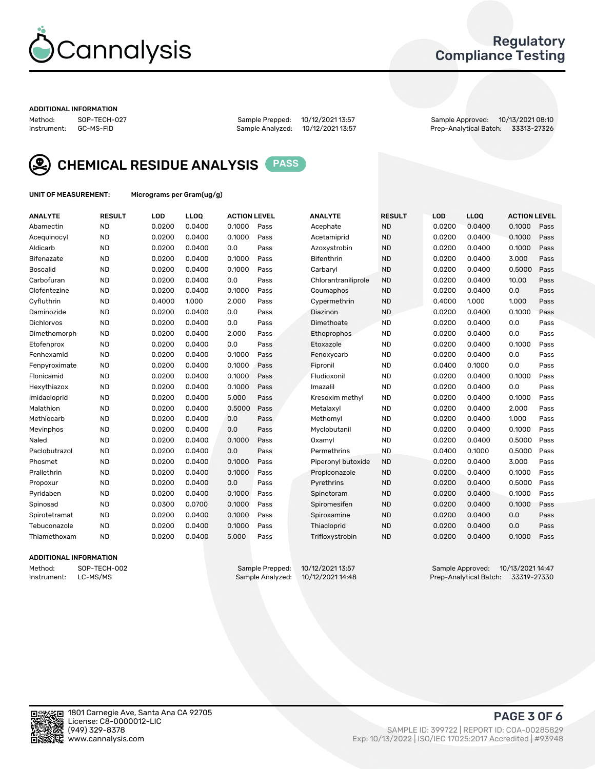# Cannalysis

## Regulatory Compliance Testing

**ADDITIONAL INFORMATION**

Method: SOP-TECH-027
Instrument: GC-MS-FID

Sample Prepped: 10/12/2021 13:57
Sample Analyzed: 10/12/2021 13:57

Sample Approved: 10/13/2021 08:10
Prep-Analytical Batch: 33313-27326

## CHEMICAL RESIDUE ANALYSIS PASS

**UNIT OF MEASUREMENT:** Micrograms per Gram(ug/g)

| ANALYTE | RESULT | LOD | LLOQ | ACTION LEVEL | | ANALYTE | RESULT | LOD | LLOQ | ACTION LEVEL | |
|---|---|---|---|---|---|---|---|---|---|---|---|
| Abamectin | ND | 0.0200 | 0.0400 | 0.1000 | Pass | Acephate | ND | 0.0200 | 0.0400 | 0.1000 | Pass |
| Acequinocyl | ND | 0.0200 | 0.0400 | 0.1000 | Pass | Acetamiprid | ND | 0.0200 | 0.0400 | 0.1000 | Pass |
| Aldicarb | ND | 0.0200 | 0.0400 | 0.0 | Pass | Azoxystrobin | ND | 0.0200 | 0.0400 | 0.1000 | Pass |
| Bifenazate | ND | 0.0200 | 0.0400 | 0.1000 | Pass | Bifenthrin | ND | 0.0200 | 0.0400 | 3.000 | Pass |
| Boscalid | ND | 0.0200 | 0.0400 | 0.1000 | Pass | Carbaryl | ND | 0.0200 | 0.0400 | 0.5000 | Pass |
| Carbofuran | ND | 0.0200 | 0.0400 | 0.0 | Pass | Chlorantraniliprole | ND | 0.0200 | 0.0400 | 10.00 | Pass |
| Clofentezine | ND | 0.0200 | 0.0400 | 0.1000 | Pass | Coumaphos | ND | 0.0200 | 0.0400 | 0.0 | Pass |
| Cyfluthrin | ND | 0.4000 | 1.000 | 2.000 | Pass | Cypermethrin | ND | 0.4000 | 1.000 | 1.000 | Pass |
| Daminozide | ND | 0.0200 | 0.0400 | 0.0 | Pass | Diazinon | ND | 0.0200 | 0.0400 | 0.1000 | Pass |
| Dichlorvos | ND | 0.0200 | 0.0400 | 0.0 | Pass | Dimethoate | ND | 0.0200 | 0.0400 | 0.0 | Pass |
| Dimethomorph | ND | 0.0200 | 0.0400 | 2.000 | Pass | Ethoprophos | ND | 0.0200 | 0.0400 | 0.0 | Pass |
| Etofenprox | ND | 0.0200 | 0.0400 | 0.0 | Pass | Etoxazole | ND | 0.0200 | 0.0400 | 0.1000 | Pass |
| Fenhexamid | ND | 0.0200 | 0.0400 | 0.1000 | Pass | Fenoxycarb | ND | 0.0200 | 0.0400 | 0.0 | Pass |
| Fenpyroximate | ND | 0.0200 | 0.0400 | 0.1000 | Pass | Fipronil | ND | 0.0400 | 0.1000 | 0.0 | Pass |
| Flonicamid | ND | 0.0200 | 0.0400 | 0.1000 | Pass | Fludioxonil | ND | 0.0200 | 0.0400 | 0.1000 | Pass |
| Hexythiazox | ND | 0.0200 | 0.0400 | 0.1000 | Pass | Imazalil | ND | 0.0200 | 0.0400 | 0.0 | Pass |
| Imidacloprid | ND | 0.0200 | 0.0400 | 5.000 | Pass | Kresoxim methyl | ND | 0.0200 | 0.0400 | 0.1000 | Pass |
| Malathion | ND | 0.0200 | 0.0400 | 0.5000 | Pass | Metalaxyl | ND | 0.0200 | 0.0400 | 2.000 | Pass |
| Methiocarb | ND | 0.0200 | 0.0400 | 0.0 | Pass | Methomyl | ND | 0.0200 | 0.0400 | 1.000 | Pass |
| Mevinphos | ND | 0.0200 | 0.0400 | 0.0 | Pass | Myclobutanil | ND | 0.0200 | 0.0400 | 0.1000 | Pass |
| Naled | ND | 0.0200 | 0.0400 | 0.1000 | Pass | Oxamyl | ND | 0.0200 | 0.0400 | 0.5000 | Pass |
| Paclobutrazol | ND | 0.0200 | 0.0400 | 0.0 | Pass | Permethrins | ND | 0.0400 | 0.1000 | 0.5000 | Pass |
| Phosmet | ND | 0.0200 | 0.0400 | 0.1000 | Pass | Piperonyl butoxide | ND | 0.0200 | 0.0400 | 3.000 | Pass |
| Prallethrin | ND | 0.0200 | 0.0400 | 0.1000 | Pass | Propiconazole | ND | 0.0200 | 0.0400 | 0.1000 | Pass |
| Propoxur | ND | 0.0200 | 0.0400 | 0.0 | Pass | Pyrethrins | ND | 0.0200 | 0.0400 | 0.5000 | Pass |
| Pyridaben | ND | 0.0200 | 0.0400 | 0.1000 | Pass | Spinetoram | ND | 0.0200 | 0.0400 | 0.1000 | Pass |
| Spinosad | ND | 0.0300 | 0.0700 | 0.1000 | Pass | Spiromesifen | ND | 0.0200 | 0.0400 | 0.1000 | Pass |
| Spirotetramat | ND | 0.0200 | 0.0400 | 0.1000 | Pass | Spiroxamine | ND | 0.0200 | 0.0400 | 0.0 | Pass |
| Tebuconazole | ND | 0.0200 | 0.0400 | 0.1000 | Pass | Thiacloprid | ND | 0.0200 | 0.0400 | 0.0 | Pass |
| Thiamethoxam | ND | 0.0200 | 0.0400 | 5.000 | Pass | Trifloxystrobin | ND | 0.0200 | 0.0400 | 0.1000 | Pass |

**ADDITIONAL INFORMATION**

Method: SOP-TECH-002
Instrument: LC-MS/MS

Sample Prepped: 10/12/2021 13:57
Sample Analyzed: 10/12/2021 14:48

Sample Approved: 10/13/2021 14:47
Prep-Analytical Batch: 33319-27330

1801 Carnegie Ave, Santa Ana CA 92705
License: C8-0000012-LIC
(949) 329-8378
www.cannalysis.com

SAMPLE ID: 399722 | REPORT ID: COA-00285829
Exp: 10/13/2022 | ISO/IEC 17025:2017 Accredited | #93948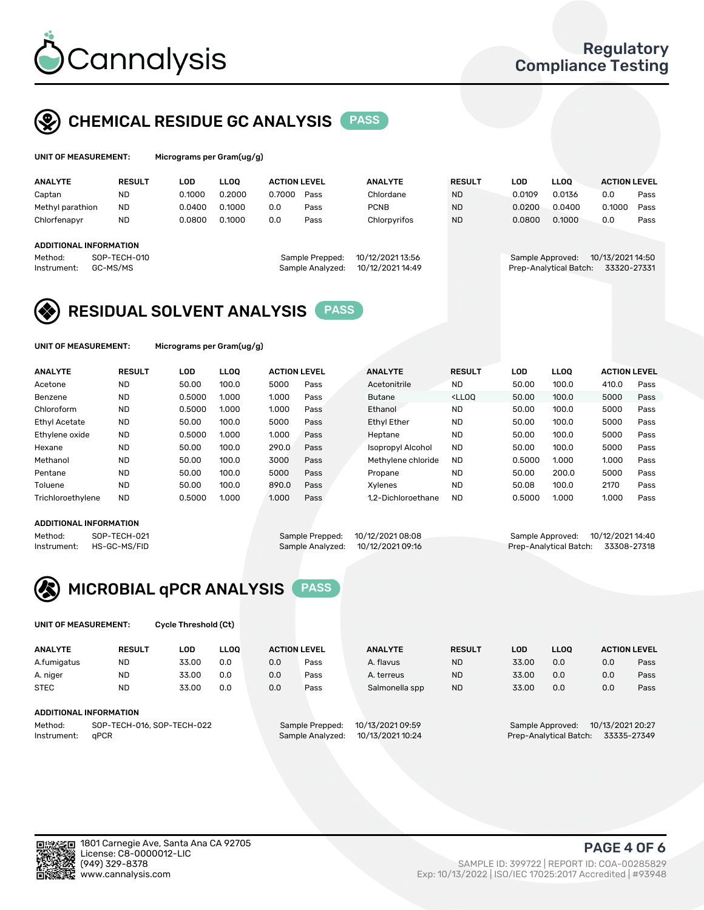# Cannalysis

**Regulatory Compliance Testing**

## CHEMICAL RESIDUE GC ANALYSIS — PASS

**UNIT OF MEASUREMENT:** Micrograms per Gram(ug/g)

| ANALYTE | RESULT | LOD | LLOQ | ACTION LEVEL | | ANALYTE | RESULT | LOD | LLOQ | ACTION LEVEL | |
|---|---|---|---|---|---|---|---|---|---|---|---|
| Captan | ND | 0.1000 | 0.2000 | 0.7000 | Pass | Chlordane | ND | 0.0109 | 0.0136 | 0.0 | Pass |
| Methyl parathion | ND | 0.0400 | 0.1000 | 0.0 | Pass | PCNB | ND | 0.0200 | 0.0400 | 0.1000 | Pass |
| Chlorfenapyr | ND | 0.0800 | 0.1000 | 0.0 | Pass | Chlorpyrifos | ND | 0.0800 | 0.1000 | 0.0 | Pass |

**ADDITIONAL INFORMATION**

Method: SOP-TECH-010
Instrument: GC-MS/MS
Sample Prepped: 10/12/2021 13:56
Sample Analyzed: 10/12/2021 14:49
Sample Approved: 10/13/2021 14:50
Prep-Analytical Batch: 33320-27331

## RESIDUAL SOLVENT ANALYSIS — PASS

**UNIT OF MEASUREMENT:** Micrograms per Gram(ug/g)

| ANALYTE | RESULT | LOD | LLOQ | ACTION LEVEL | | ANALYTE | RESULT | LOD | LLOQ | ACTION LEVEL | |
|---|---|---|---|---|---|---|---|---|---|---|---|
| Acetone | ND | 50.00 | 100.0 | 5000 | Pass | Acetonitrile | ND | 50.00 | 100.0 | 410.0 | Pass |
| Benzene | ND | 0.5000 | 1.000 | 1.000 | Pass | Butane | <LLOQ | 50.00 | 100.0 | 5000 | Pass |
| Chloroform | ND | 0.5000 | 1.000 | 1.000 | Pass | Ethanol | ND | 50.00 | 100.0 | 5000 | Pass |
| Ethyl Acetate | ND | 50.00 | 100.0 | 5000 | Pass | Ethyl Ether | ND | 50.00 | 100.0 | 5000 | Pass |
| Ethylene oxide | ND | 0.5000 | 1.000 | 1.000 | Pass | Heptane | ND | 50.00 | 100.0 | 5000 | Pass |
| Hexane | ND | 50.00 | 100.0 | 290.0 | Pass | Isopropyl Alcohol | ND | 50.00 | 100.0 | 5000 | Pass |
| Methanol | ND | 50.00 | 100.0 | 3000 | Pass | Methylene chloride | ND | 0.5000 | 1.000 | 1.000 | Pass |
| Pentane | ND | 50.00 | 100.0 | 5000 | Pass | Propane | ND | 50.00 | 200.0 | 5000 | Pass |
| Toluene | ND | 50.00 | 100.0 | 890.0 | Pass | Xylenes | ND | 50.08 | 100.0 | 2170 | Pass |
| Trichloroethylene | ND | 0.5000 | 1.000 | 1.000 | Pass | 1,2-Dichloroethane | ND | 0.5000 | 1.000 | 1.000 | Pass |

**ADDITIONAL INFORMATION**

Method: SOP-TECH-021
Instrument: HS-GC-MS/FID
Sample Prepped: 10/12/2021 08:08
Sample Analyzed: 10/12/2021 09:16
Sample Approved: 10/12/2021 14:40
Prep-Analytical Batch: 33308-27318

## MICROBIAL qPCR ANALYSIS — PASS

**UNIT OF MEASUREMENT:** Cycle Threshold (Ct)

| ANALYTE | RESULT | LOD | LLOQ | ACTION LEVEL | | ANALYTE | RESULT | LOD | LLOQ | ACTION LEVEL | |
|---|---|---|---|---|---|---|---|---|---|---|---|
| A.fumigatus | ND | 33.00 | 0.0 | 0.0 | Pass | A. flavus | ND | 33.00 | 0.0 | 0.0 | Pass |
| A. niger | ND | 33.00 | 0.0 | 0.0 | Pass | A. terreus | ND | 33.00 | 0.0 | 0.0 | Pass |
| STEC | ND | 33.00 | 0.0 | 0.0 | Pass | Salmonella spp | ND | 33.00 | 0.0 | 0.0 | Pass |

**ADDITIONAL INFORMATION**

Method: SOP-TECH-016, SOP-TECH-022
Instrument: qPCR
Sample Prepped: 10/13/2021 09:59
Sample Analyzed: 10/13/2021 10:24
Sample Approved: 10/13/2021 20:27
Prep-Analytical Batch: 33335-27349

1801 Carnegie Ave, Santa Ana CA 92705
License: C8-0000012-LIC
(949) 329-8378
www.cannalysis.com

SAMPLE ID: 399722 | REPORT ID: COA-00285829
Exp: 10/13/2022 | ISO/IEC 17025:2017 Accredited | #93948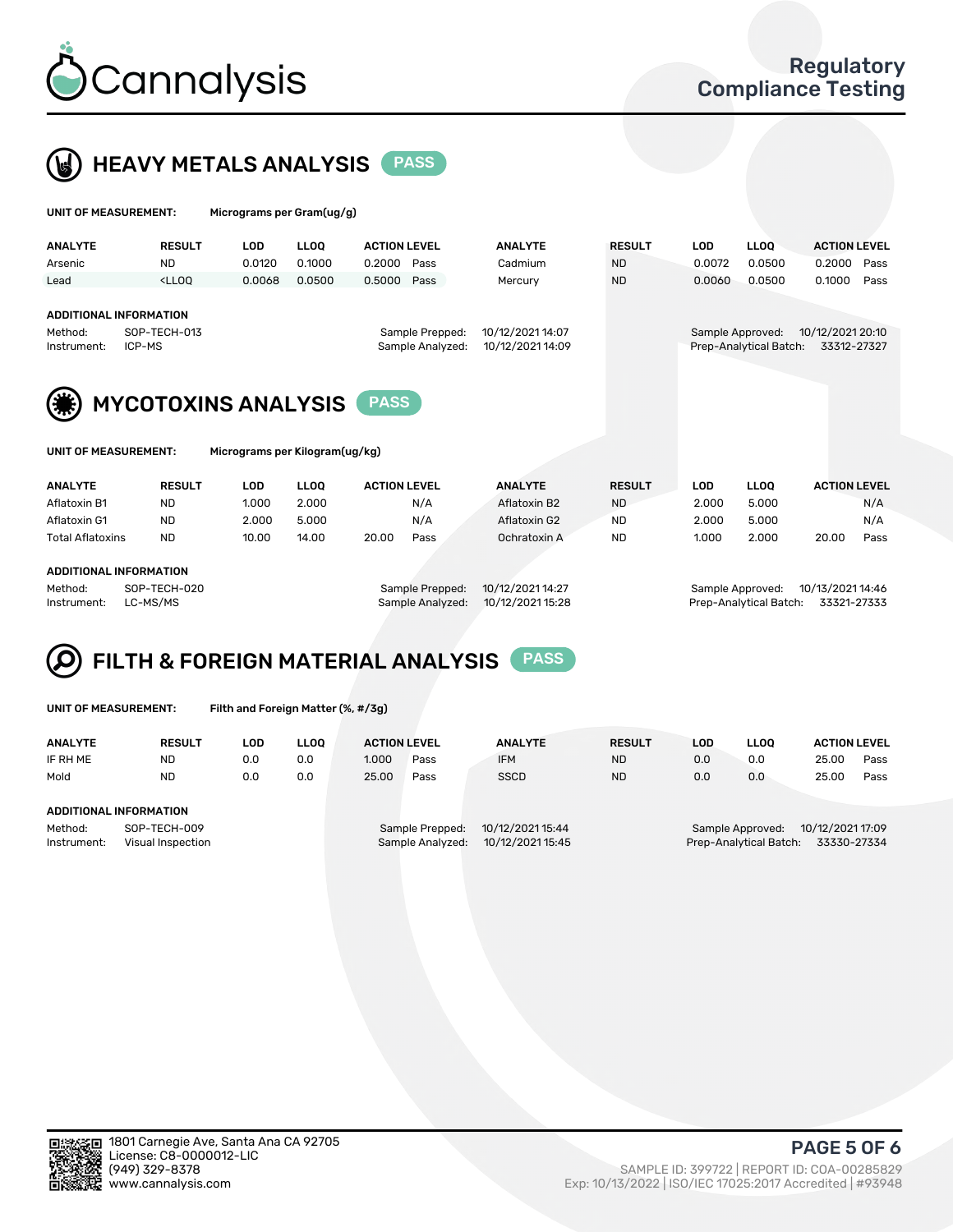# Regulatory Compliance Testing

## HEAVY METALS ANALYSIS PASS

**UNIT OF MEASUREMENT:** Micrograms per Gram(ug/g)

| ANALYTE | RESULT | LOD | LLOQ | ACTION LEVEL | | ANALYTE | RESULT | LOD | LLOQ | ACTION LEVEL | |
|---|---|---|---|---|---|---|---|---|---|---|---|
| Arsenic | ND | 0.0120 | 0.1000 | 0.2000 | Pass | Cadmium | ND | 0.0072 | 0.0500 | 0.2000 | Pass |
| Lead | <LLOQ | 0.0068 | 0.0500 | 0.5000 | Pass | Mercury | ND | 0.0060 | 0.0500 | 0.1000 | Pass |

**ADDITIONAL INFORMATION**

Method: SOP-TECH-013
Instrument: ICP-MS
Sample Prepped: 10/12/2021 14:07
Sample Analyzed: 10/12/2021 14:09
Sample Approved: 10/12/2021 20:10
Prep-Analytical Batch: 33312-27327

## MYCOTOXINS ANALYSIS PASS

**UNIT OF MEASUREMENT:** Micrograms per Kilogram(ug/kg)

| ANALYTE | RESULT | LOD | LLOQ | ACTION LEVEL | | ANALYTE | RESULT | LOD | LLOQ | ACTION LEVEL | |
|---|---|---|---|---|---|---|---|---|---|---|---|
| Aflatoxin B1 | ND | 1.000 | 2.000 | | N/A | Aflatoxin B2 | ND | 2.000 | 5.000 | | N/A |
| Aflatoxin G1 | ND | 2.000 | 5.000 | | N/A | Aflatoxin G2 | ND | 2.000 | 5.000 | | N/A |
| Total Aflatoxins | ND | 10.00 | 14.00 | 20.00 | Pass | Ochratoxin A | ND | 1.000 | 2.000 | 20.00 | Pass |

**ADDITIONAL INFORMATION**

Method: SOP-TECH-020
Instrument: LC-MS/MS
Sample Prepped: 10/12/2021 14:27
Sample Analyzed: 10/12/2021 15:28
Sample Approved: 10/13/2021 14:46
Prep-Analytical Batch: 33321-27333

## FILTH & FOREIGN MATERIAL ANALYSIS PASS

**UNIT OF MEASUREMENT:** Filth and Foreign Matter (%, #/3g)

| ANALYTE | RESULT | LOD | LLOQ | ACTION LEVEL | | ANALYTE | RESULT | LOD | LLOQ | ACTION LEVEL | |
|---|---|---|---|---|---|---|---|---|---|---|---|
| IF RH ME | ND | 0.0 | 0.0 | 1.000 | Pass | IFM | ND | 0.0 | 0.0 | 25.00 | Pass |
| Mold | ND | 0.0 | 0.0 | 25.00 | Pass | SSCD | ND | 0.0 | 0.0 | 25.00 | Pass |

**ADDITIONAL INFORMATION**

Method: SOP-TECH-009
Instrument: Visual Inspection
Sample Prepped: 10/12/2021 15:44
Sample Analyzed: 10/12/2021 15:45
Sample Approved: 10/12/2021 17:09
Prep-Analytical Batch: 33330-27334

1801 Carnegie Ave, Santa Ana CA 92705
License: C8-0000012-LIC
(949) 329-8378
www.cannalysis.com

SAMPLE ID: 399722 | REPORT ID: COA-00285829
Exp: 10/13/2022 | ISO/IEC 17025:2017 Accredited | #93948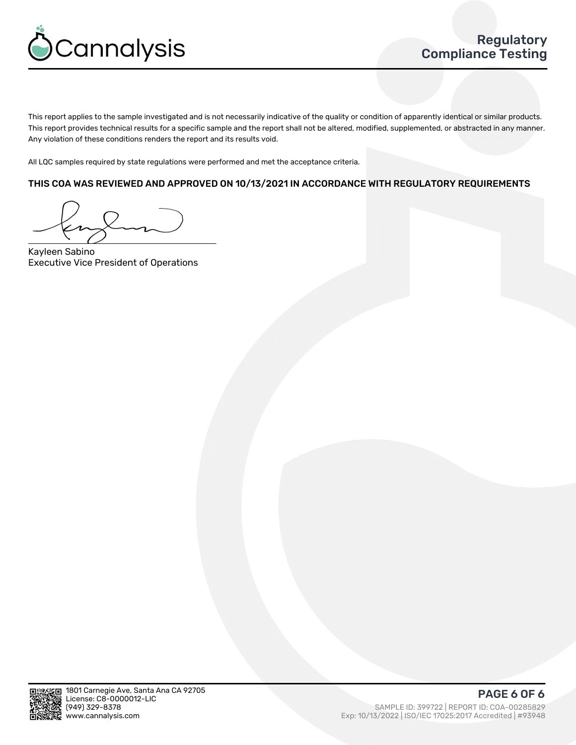This report applies to the sample investigated and is not necessarily indicative of the quality or condition of apparently identical or similar products. This report provides technical results for a specific sample and the report shall not be altered, modified, supplemented, or abstracted in any manner. Any violation of these conditions renders the report and its results void.

All LQC samples required by state regulations were performed and met the acceptance criteria.

**THIS COA WAS REVIEWED AND APPROVED ON 10/13/2021 IN ACCORDANCE WITH REGULATORY REQUIREMENTS**

Kayleen Sabino
Executive Vice President of Operations

1801 Carnegie Ave, Santa Ana CA 92705
License: C8-0000012-LIC
(949) 329-8378
www.cannalysis.com

SAMPLE ID: 399722 | REPORT ID: COA-00285829
Exp: 10/13/2022 | ISO/IEC 17025:2017 Accredited | #93948